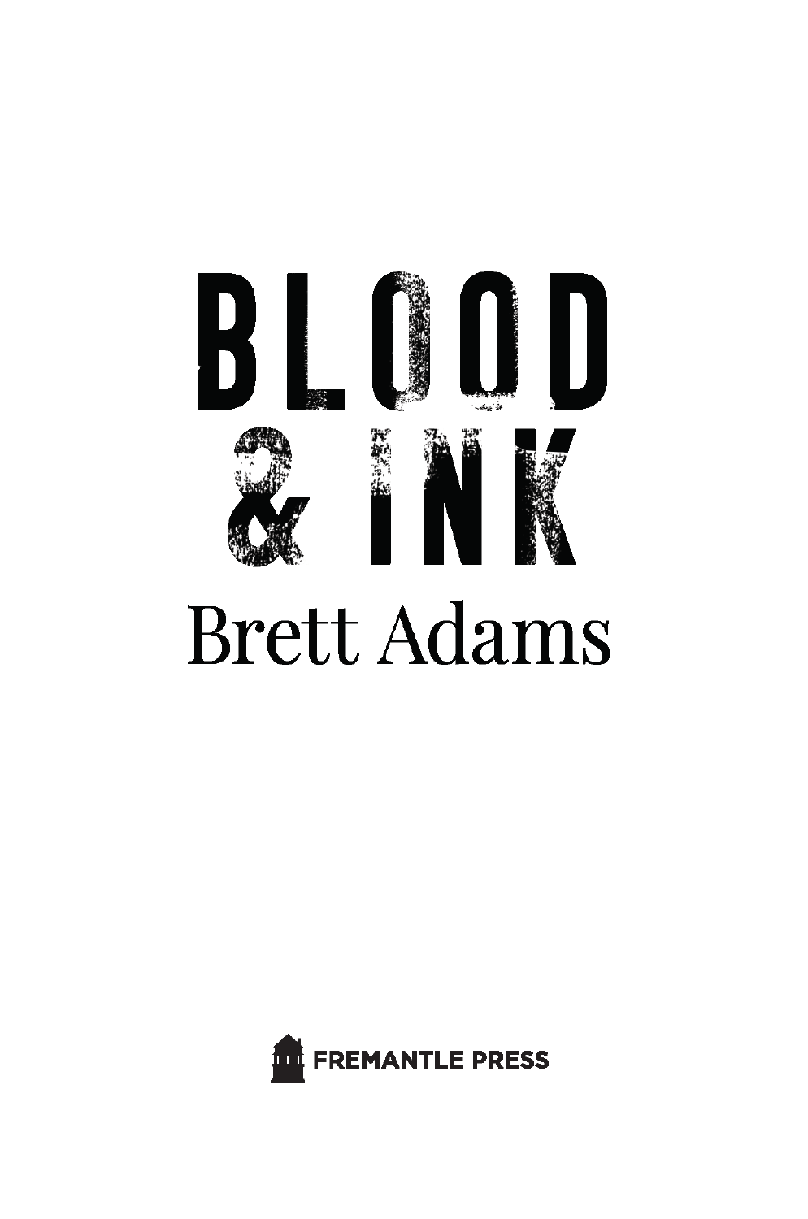# BLOOD & INK

Brett Adams

FREMANTLE PRESS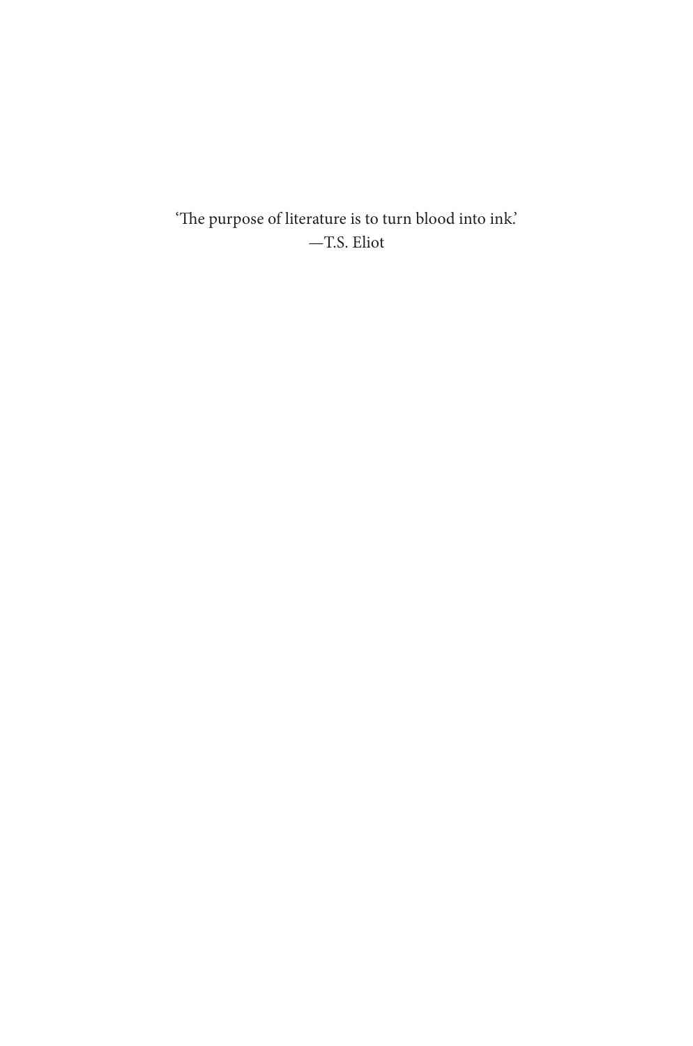'The purpose of literature is to turn blood into ink.'
—T.S. Eliot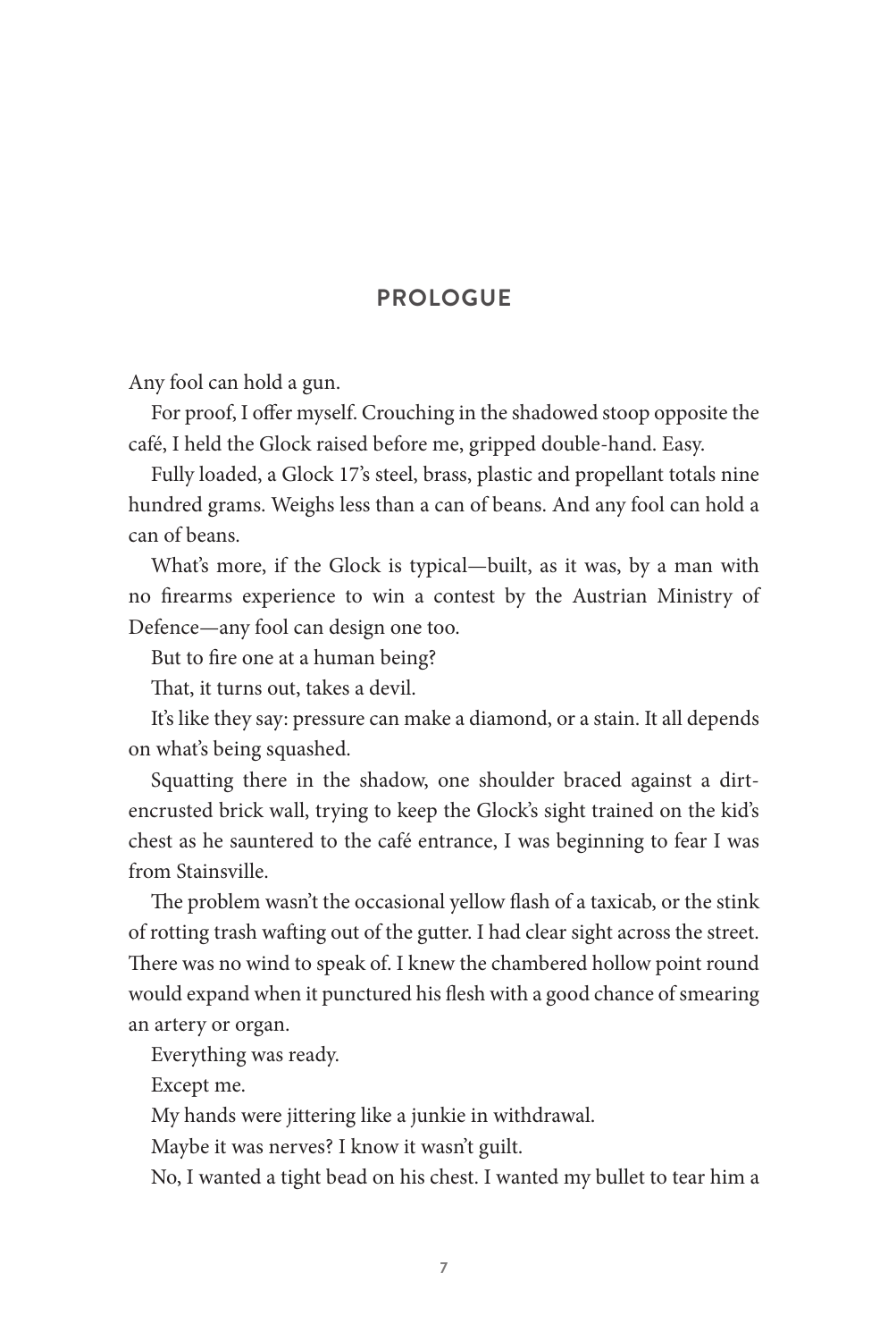# PROLOGUE

Any fool can hold a gun.

For proof, I offer myself. Crouching in the shadowed stoop opposite the café, I held the Glock raised before me, gripped double-hand. Easy.

Fully loaded, a Glock 17's steel, brass, plastic and propellant totals nine hundred grams. Weighs less than a can of beans. And any fool can hold a can of beans.

What's more, if the Glock is typical—built, as it was, by a man with no firearms experience to win a contest by the Austrian Ministry of Defence—any fool can design one too.

But to fire one at a human being?

That, it turns out, takes a devil.

It's like they say: pressure can make a diamond, or a stain. It all depends on what's being squashed.

Squatting there in the shadow, one shoulder braced against a dirt-encrusted brick wall, trying to keep the Glock's sight trained on the kid's chest as he sauntered to the café entrance, I was beginning to fear I was from Stainsville.

The problem wasn't the occasional yellow flash of a taxicab, or the stink of rotting trash wafting out of the gutter. I had clear sight across the street. There was no wind to speak of. I knew the chambered hollow point round would expand when it punctured his flesh with a good chance of smearing an artery or organ.

Everything was ready.

Except me.

My hands were jittering like a junkie in withdrawal.

Maybe it was nerves? I know it wasn't guilt.

No, I wanted a tight bead on his chest. I wanted my bullet to tear him a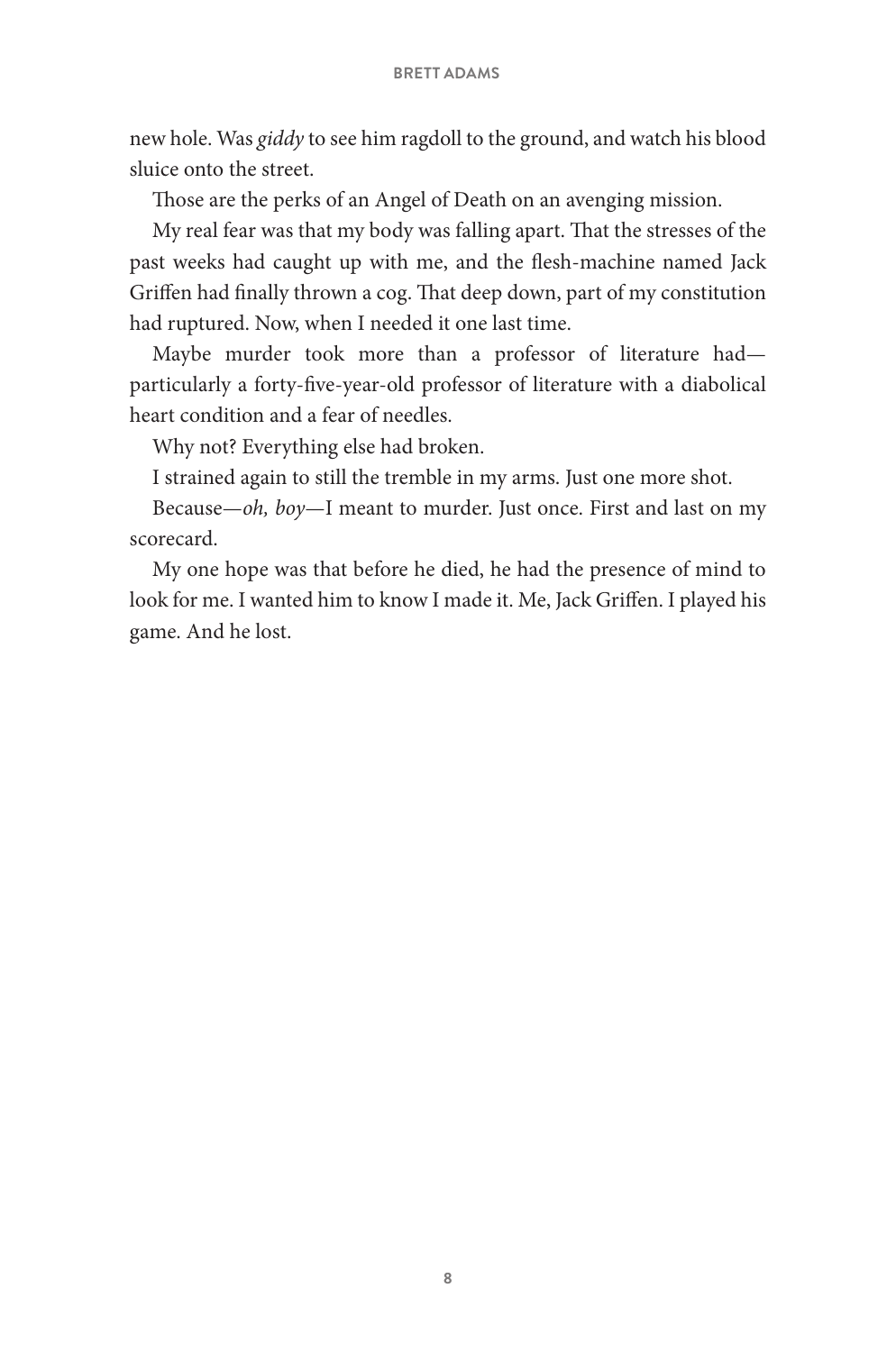new hole. Was *giddy* to see him ragdoll to the ground, and watch his blood sluice onto the street.

Those are the perks of an Angel of Death on an avenging mission.

My real fear was that my body was falling apart. That the stresses of the past weeks had caught up with me, and the flesh-machine named Jack Griffen had finally thrown a cog. That deep down, part of my constitution had ruptured. Now, when I needed it one last time.

Maybe murder took more than a professor of literature had—particularly a forty-five-year-old professor of literature with a diabolical heart condition and a fear of needles.

Why not? Everything else had broken.

I strained again to still the tremble in my arms. Just one more shot.

Because—*oh, boy*—I meant to murder. Just once. First and last on my scorecard.

My one hope was that before he died, he had the presence of mind to look for me. I wanted him to know I made it. Me, Jack Griffen. I played his game. And he lost.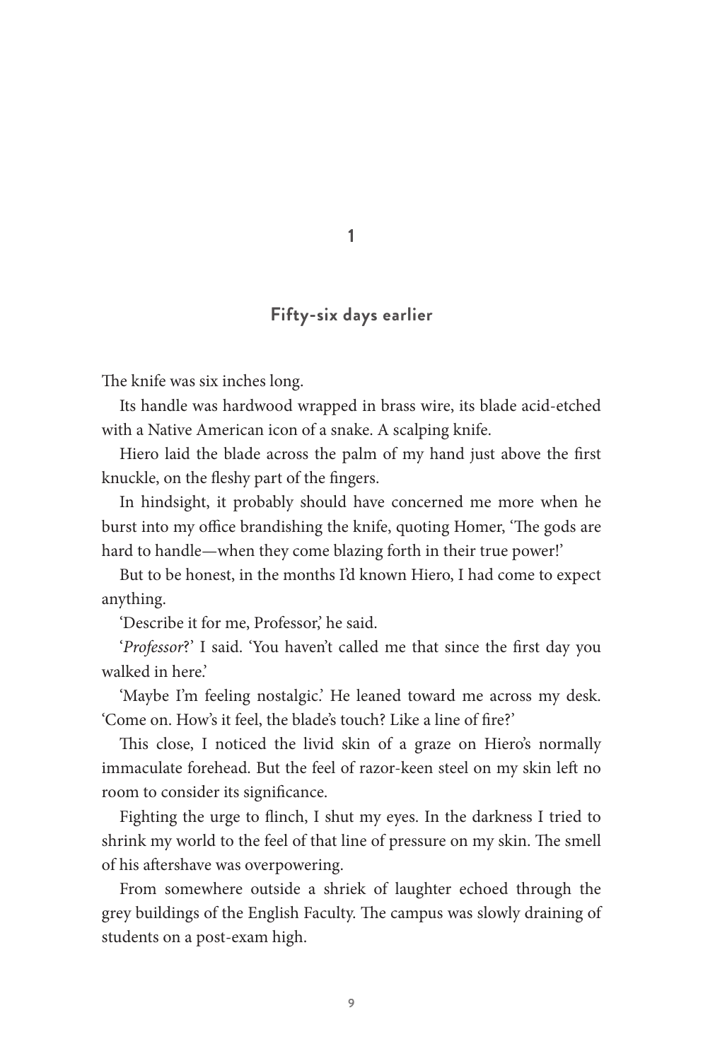# 1

## Fifty-six days earlier

The knife was six inches long.

Its handle was hardwood wrapped in brass wire, its blade acid-etched with a Native American icon of a snake. A scalping knife.

Hiero laid the blade across the palm of my hand just above the first knuckle, on the fleshy part of the fingers.

In hindsight, it probably should have concerned me more when he burst into my office brandishing the knife, quoting Homer, 'The gods are hard to handle—when they come blazing forth in their true power!'

But to be honest, in the months I'd known Hiero, I had come to expect anything.

'Describe it for me, Professor,' he said.

'*Professor*?' I said. 'You haven't called me that since the first day you walked in here.'

'Maybe I'm feeling nostalgic.' He leaned toward me across my desk. 'Come on. How's it feel, the blade's touch? Like a line of fire?'

This close, I noticed the livid skin of a graze on Hiero's normally immaculate forehead. But the feel of razor-keen steel on my skin left no room to consider its significance.

Fighting the urge to flinch, I shut my eyes. In the darkness I tried to shrink my world to the feel of that line of pressure on my skin. The smell of his aftershave was overpowering.

From somewhere outside a shriek of laughter echoed through the grey buildings of the English Faculty. The campus was slowly draining of students on a post-exam high.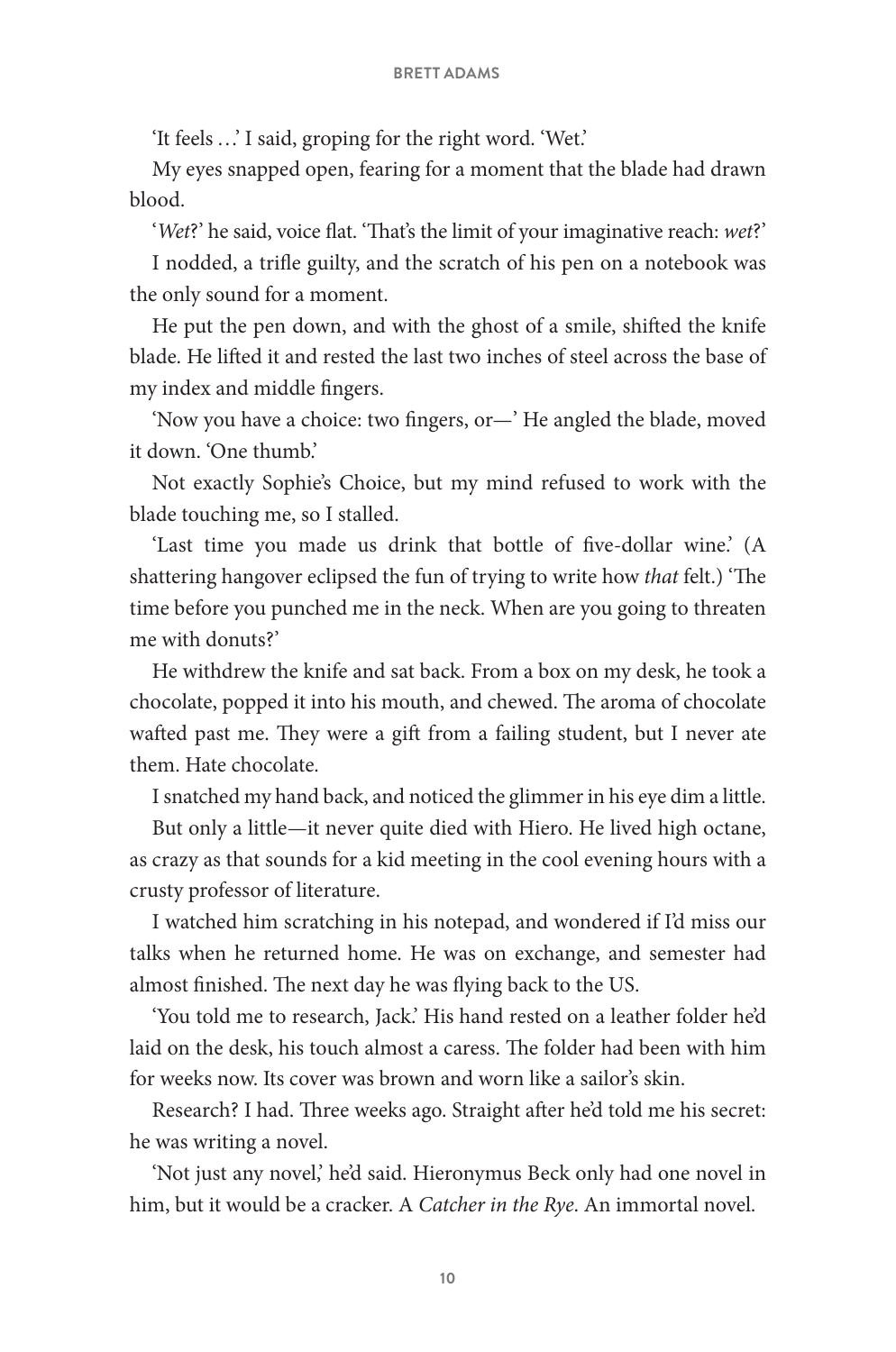'It feels …' I said, groping for the right word. 'Wet.'

My eyes snapped open, fearing for a moment that the blade had drawn blood.

'*Wet*?' he said, voice flat. 'That's the limit of your imaginative reach: *wet*?'

I nodded, a trifle guilty, and the scratch of his pen on a notebook was the only sound for a moment.

He put the pen down, and with the ghost of a smile, shifted the knife blade. He lifted it and rested the last two inches of steel across the base of my index and middle fingers.

'Now you have a choice: two fingers, or—' He angled the blade, moved it down. 'One thumb.'

Not exactly Sophie's Choice, but my mind refused to work with the blade touching me, so I stalled.

'Last time you made us drink that bottle of five-dollar wine.' (A shattering hangover eclipsed the fun of trying to write how *that* felt.) 'The time before you punched me in the neck. When are you going to threaten me with donuts?'

He withdrew the knife and sat back. From a box on my desk, he took a chocolate, popped it into his mouth, and chewed. The aroma of chocolate wafted past me. They were a gift from a failing student, but I never ate them. Hate chocolate.

I snatched my hand back, and noticed the glimmer in his eye dim a little.

But only a little—it never quite died with Hiero. He lived high octane, as crazy as that sounds for a kid meeting in the cool evening hours with a crusty professor of literature.

I watched him scratching in his notepad, and wondered if I'd miss our talks when he returned home. He was on exchange, and semester had almost finished. The next day he was flying back to the US.

'You told me to research, Jack.' His hand rested on a leather folder he'd laid on the desk, his touch almost a caress. The folder had been with him for weeks now. Its cover was brown and worn like a sailor's skin.

Research? I had. Three weeks ago. Straight after he'd told me his secret: he was writing a novel.

'Not just any novel,' he'd said. Hieronymus Beck only had one novel in him, but it would be a cracker. A *Catcher in the Rye*. An immortal novel.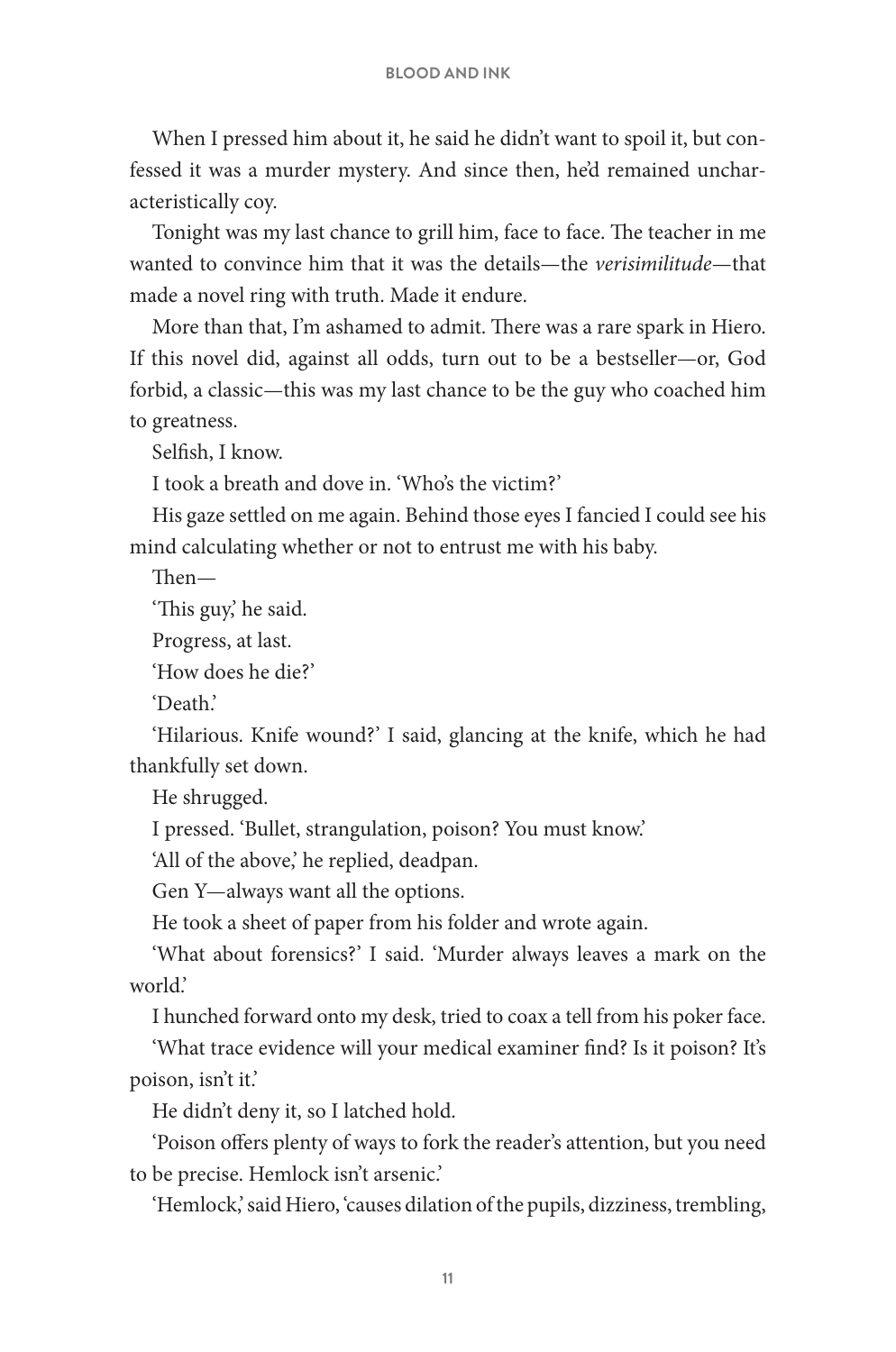When I pressed him about it, he said he didn't want to spoil it, but confessed it was a murder mystery. And since then, he'd remained uncharacteristically coy.

Tonight was my last chance to grill him, face to face. The teacher in me wanted to convince him that it was the details—the *verisimilitude*—that made a novel ring with truth. Made it endure.

More than that, I'm ashamed to admit. There was a rare spark in Hiero. If this novel did, against all odds, turn out to be a bestseller—or, God forbid, a classic—this was my last chance to be the guy who coached him to greatness.

Selfish, I know.

I took a breath and dove in. 'Who's the victim?'

His gaze settled on me again. Behind those eyes I fancied I could see his mind calculating whether or not to entrust me with his baby.

Then—

'This guy,' he said.

Progress, at last.

'How does he die?'

'Death.'

'Hilarious. Knife wound?' I said, glancing at the knife, which he had thankfully set down.

He shrugged.

I pressed. 'Bullet, strangulation, poison? You must know.'

'All of the above,' he replied, deadpan.

Gen Y—always want all the options.

He took a sheet of paper from his folder and wrote again.

'What about forensics?' I said. 'Murder always leaves a mark on the world.'

I hunched forward onto my desk, tried to coax a tell from his poker face.

'What trace evidence will your medical examiner find? Is it poison? It's poison, isn't it.'

He didn't deny it, so I latched hold.

'Poison offers plenty of ways to fork the reader's attention, but you need to be precise. Hemlock isn't arsenic.'

'Hemlock,' said Hiero, 'causes dilation of the pupils, dizziness, trembling,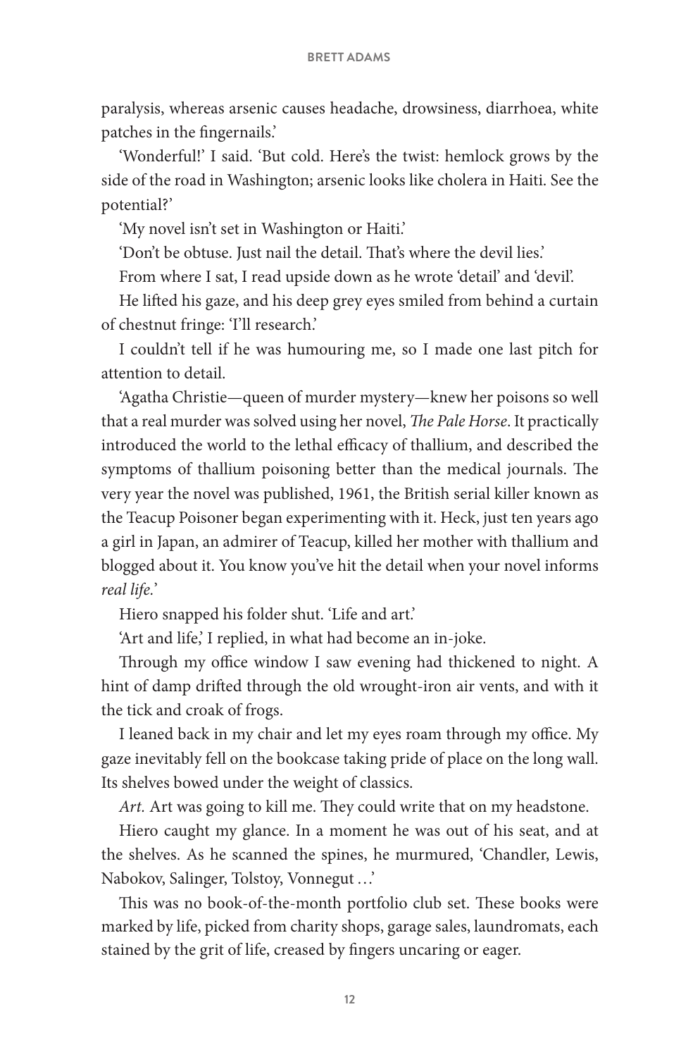paralysis, whereas arsenic causes headache, drowsiness, diarrhoea, white patches in the fingernails.'

'Wonderful!' I said. 'But cold. Here's the twist: hemlock grows by the side of the road in Washington; arsenic looks like cholera in Haiti. See the potential?'

'My novel isn't set in Washington or Haiti.'

'Don't be obtuse. Just nail the detail. That's where the devil lies.'

From where I sat, I read upside down as he wrote 'detail' and 'devil'.

He lifted his gaze, and his deep grey eyes smiled from behind a curtain of chestnut fringe: 'I'll research.'

I couldn't tell if he was humouring me, so I made one last pitch for attention to detail.

'Agatha Christie—queen of murder mystery—knew her poisons so well that a real murder was solved using her novel, *The Pale Horse*. It practically introduced the world to the lethal efficacy of thallium, and described the symptoms of thallium poisoning better than the medical journals. The very year the novel was published, 1961, the British serial killer known as the Teacup Poisoner began experimenting with it. Heck, just ten years ago a girl in Japan, an admirer of Teacup, killed her mother with thallium and blogged about it. You know you've hit the detail when your novel informs *real life*.'

Hiero snapped his folder shut. 'Life and art.'

'Art and life,' I replied, in what had become an in-joke.

Through my office window I saw evening had thickened to night. A hint of damp drifted through the old wrought-iron air vents, and with it the tick and croak of frogs.

I leaned back in my chair and let my eyes roam through my office. My gaze inevitably fell on the bookcase taking pride of place on the long wall. Its shelves bowed under the weight of classics.

*Art.* Art was going to kill me. They could write that on my headstone.

Hiero caught my glance. In a moment he was out of his seat, and at the shelves. As he scanned the spines, he murmured, 'Chandler, Lewis, Nabokov, Salinger, Tolstoy, Vonnegut …'

This was no book-of-the-month portfolio club set. These books were marked by life, picked from charity shops, garage sales, laundromats, each stained by the grit of life, creased by fingers uncaring or eager.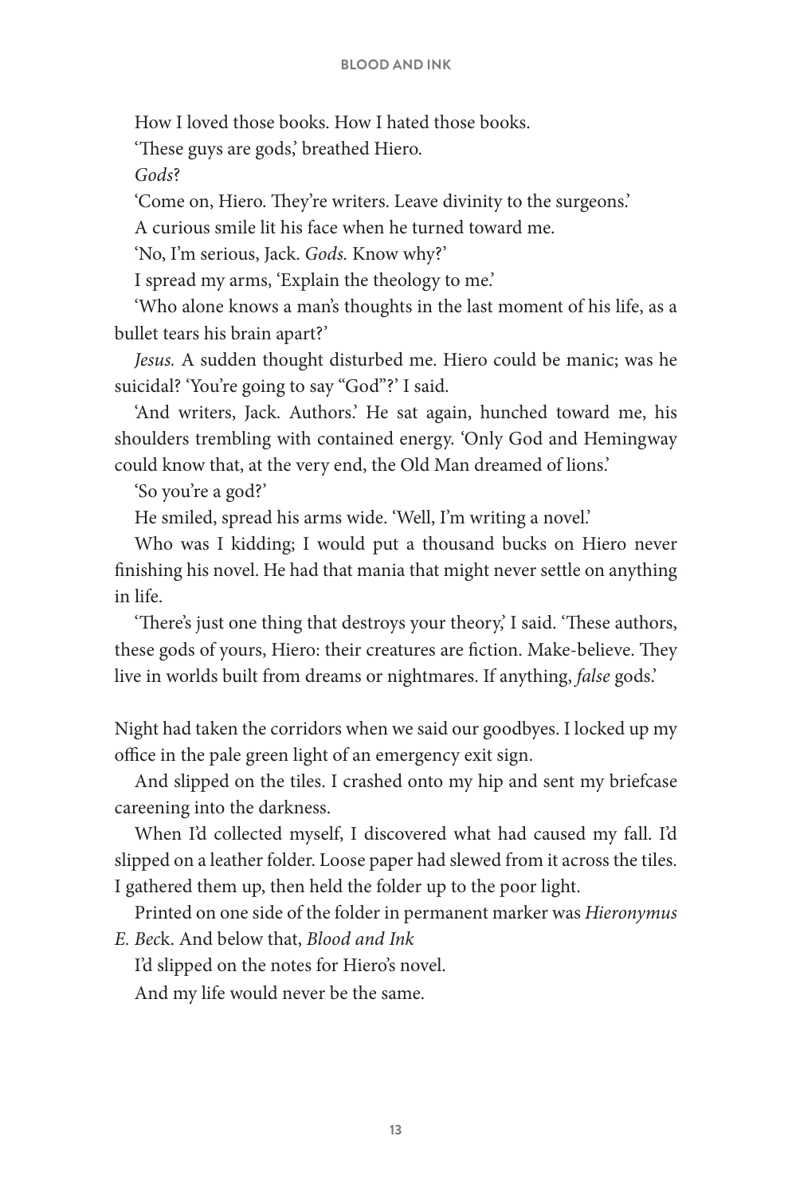How I loved those books. How I hated those books.

'These guys are gods,' breathed Hiero.

*Gods*?

'Come on, Hiero. They're writers. Leave divinity to the surgeons.'

A curious smile lit his face when he turned toward me.

'No, I'm serious, Jack. *Gods.* Know why?'

I spread my arms, 'Explain the theology to me.'

'Who alone knows a man's thoughts in the last moment of his life, as a bullet tears his brain apart?'

*Jesus.* A sudden thought disturbed me. Hiero could be manic; was he suicidal? 'You're going to say "God"?' I said.

'And writers, Jack. Authors.' He sat again, hunched toward me, his shoulders trembling with contained energy. 'Only God and Hemingway could know that, at the very end, the Old Man dreamed of lions.'

'So you're a god?'

He smiled, spread his arms wide. 'Well, I'm writing a novel.'

Who was I kidding; I would put a thousand bucks on Hiero never finishing his novel. He had that mania that might never settle on anything in life.

'There's just one thing that destroys your theory,' I said. 'These authors, these gods of yours, Hiero: their creatures are fiction. Make-believe. They live in worlds built from dreams or nightmares. If anything, *false* gods.'

Night had taken the corridors when we said our goodbyes. I locked up my office in the pale green light of an emergency exit sign.

And slipped on the tiles. I crashed onto my hip and sent my briefcase careening into the darkness.

When I'd collected myself, I discovered what had caused my fall. I'd slipped on a leather folder. Loose paper had slewed from it across the tiles. I gathered them up, then held the folder up to the poor light.

Printed on one side of the folder in permanent marker was *Hieronymus E. Bec*k. And below that, *Blood and Ink*

I'd slipped on the notes for Hiero's novel.

And my life would never be the same.